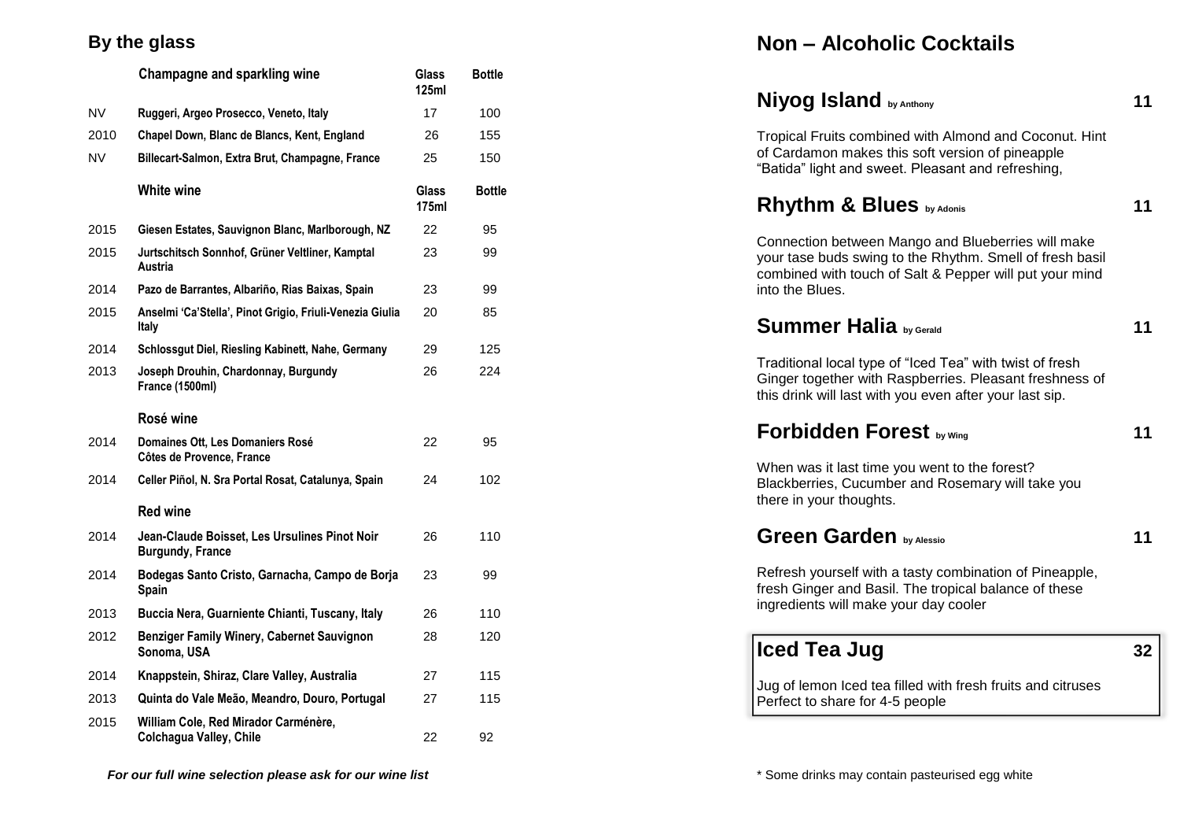## By the glass

| | Champagne and sparkling wine | Glass 125ml | Bottle |
|---|---|---|---|
| NV | Ruggeri, Argeo Prosecco, Veneto, Italy | 17 | 100 |
| 2010 | Chapel Down, Blanc de Blancs, Kent, England | 26 | 155 |
| NV | Billecart-Salmon, Extra Brut, Champagne, France | 25 | 150 |
| | **White wine** | **Glass 175ml** | **Bottle** |
| 2015 | Giesen Estates, Sauvignon Blanc, Marlborough, NZ | 22 | 95 |
| 2015 | Jurtschitsch Sonnhof, Grüner Veltliner, Kamptal Austria | 23 | 99 |
| 2014 | Pazo de Barrantes, Albariño, Rias Baixas, Spain | 23 | 99 |
| 2015 | Anselmi 'Ca'Stella', Pinot Grigio, Friuli-Venezia Giulia Italy | 20 | 85 |
| 2014 | Schlossgut Diel, Riesling Kabinett, Nahe, Germany | 29 | 125 |
| 2013 | Joseph Drouhin, Chardonnay, Burgundy France (1500ml) | 26 | 224 |
| | **Rosé wine** | | |
| 2014 | Domaines Ott, Les Domaniers Rosé Côtes de Provence, France | 22 | 95 |
| 2014 | Celler Piñol, N. Sra Portal Rosat, Catalunya, Spain | 24 | 102 |
| | **Red wine** | | |
| 2014 | Jean-Claude Boisset, Les Ursulines Pinot Noir Burgundy, France | 26 | 110 |
| 2014 | Bodegas Santo Cristo, Garnacha, Campo de Borja Spain | 23 | 99 |
| 2013 | Buccia Nera, Guarniente Chianti, Tuscany, Italy | 26 | 110 |
| 2012 | Benziger Family Winery, Cabernet Sauvignon Sonoma, USA | 28 | 120 |
| 2014 | Knappstein, Shiraz, Clare Valley, Australia | 27 | 115 |
| 2013 | Quinta do Vale Meão, Meandro, Douro, Portugal | 27 | 115 |
| 2015 | William Cole, Red Mirador Carménère, Colchagua Valley, Chile | 22 | 92 |

*For our full wine selection please ask for our wine list*

# Non – Alcoholic Cocktails

## Niyog Island by Anthony — 11

Tropical Fruits combined with Almond and Coconut. Hint of Cardamon makes this soft version of pineapple "Batida" light and sweet. Pleasant and refreshing,

## Rhythm & Blues by Adonis — 11

Connection between Mango and Blueberries will make your tase buds swing to the Rhythm. Smell of fresh basil combined with touch of Salt & Pepper will put your mind into the Blues.

## Summer Halia by Gerald — 11

Traditional local type of "Iced Tea" with twist of fresh Ginger together with Raspberries. Pleasant freshness of this drink will last with you even after your last sip.

## Forbidden Forest by Wing — 11

When was it last time you went to the forest? Blackberries, Cucumber and Rosemary will take you there in your thoughts.

## Green Garden by Alessio — 11

Refresh yourself with a tasty combination of Pineapple, fresh Ginger and Basil. The tropical balance of these ingredients will make your day cooler

## Iced Tea Jug — 32

Jug of lemon Iced tea filled with fresh fruits and citruses Perfect to share for 4-5 people

* Some drinks may contain pasteurised egg white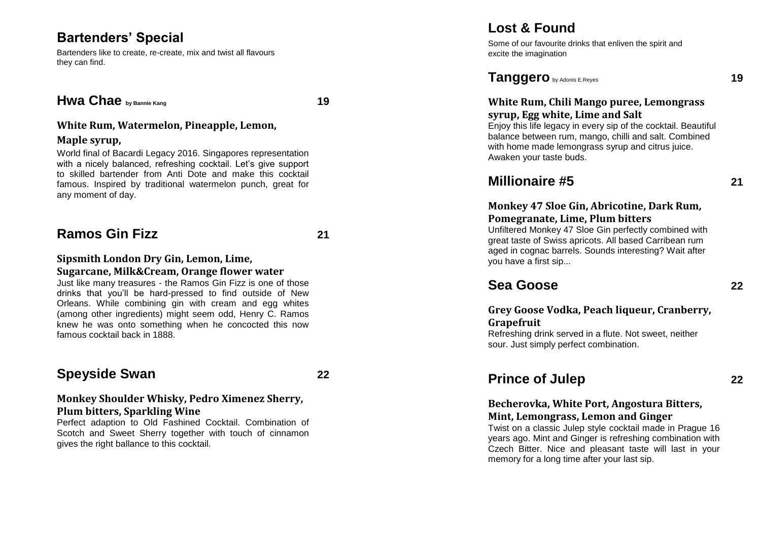## Bartenders' Special

Bartenders like to create, re-create, mix and twist all flavours they can find.

### Hwa Chae by Bannie Kang — 19

**White Rum, Watermelon, Pineapple, Lemon, Maple syrup,**

World final of Bacardi Legacy 2016. Singapores representation with a nicely balanced, refreshing cocktail. Let's give support to skilled bartender from Anti Dote and make this cocktail famous. Inspired by traditional watermelon punch, great for any moment of day.

### Ramos Gin Fizz — 21

**Sipsmith London Dry Gin, Lemon, Lime, Sugarcane, Milk&Cream, Orange flower water**

Just like many treasures - the Ramos Gin Fizz is one of those drinks that you'll be hard-pressed to find outside of New Orleans. While combining gin with cream and egg whites (among other ingredients) might seem odd, Henry C. Ramos knew he was onto something when he concocted this now famous cocktail back in 1888.

### Speyside Swan — 22

**Monkey Shoulder Whisky, Pedro Ximenez Sherry, Plum bitters, Sparkling Wine**

Perfect adaption to Old Fashined Cocktail. Combination of Scotch and Sweet Sherry together with touch of cinnamon gives the right ballance to this cocktail.

## Lost & Found

Some of our favourite drinks that enliven the spirit and excite the imagination

### Tanggero by Adonis E.Reyes — 19

**White Rum, Chili Mango puree, Lemongrass syrup, Egg white, Lime and Salt**

Enjoy this life legacy in every sip of the cocktail. Beautiful balance between rum, mango, chilli and salt. Combined with home made lemongrass syrup and citrus juice. Awaken your taste buds.

### Millionaire #5 — 21

**Monkey 47 Sloe Gin, Abricotine, Dark Rum, Pomegranate, Lime, Plum bitters**

Unfiltered Monkey 47 Sloe Gin perfectly combined with great taste of Swiss apricots. All based Carribean rum aged in cognac barrels. Sounds interesting? Wait after you have a first sip...

### Sea Goose — 22

**Grey Goose Vodka, Peach liqueur, Cranberry, Grapefruit**

Refreshing drink served in a flute. Not sweet, neither sour. Just simply perfect combination.

### Prince of Julep — 22

**Becherovka, White Port, Angostura Bitters, Mint, Lemongrass, Lemon and Ginger**

Twist on a classic Julep style cocktail made in Prague 16 years ago. Mint and Ginger is refreshing combination with Czech Bitter. Nice and pleasant taste will last in your memory for a long time after your last sip.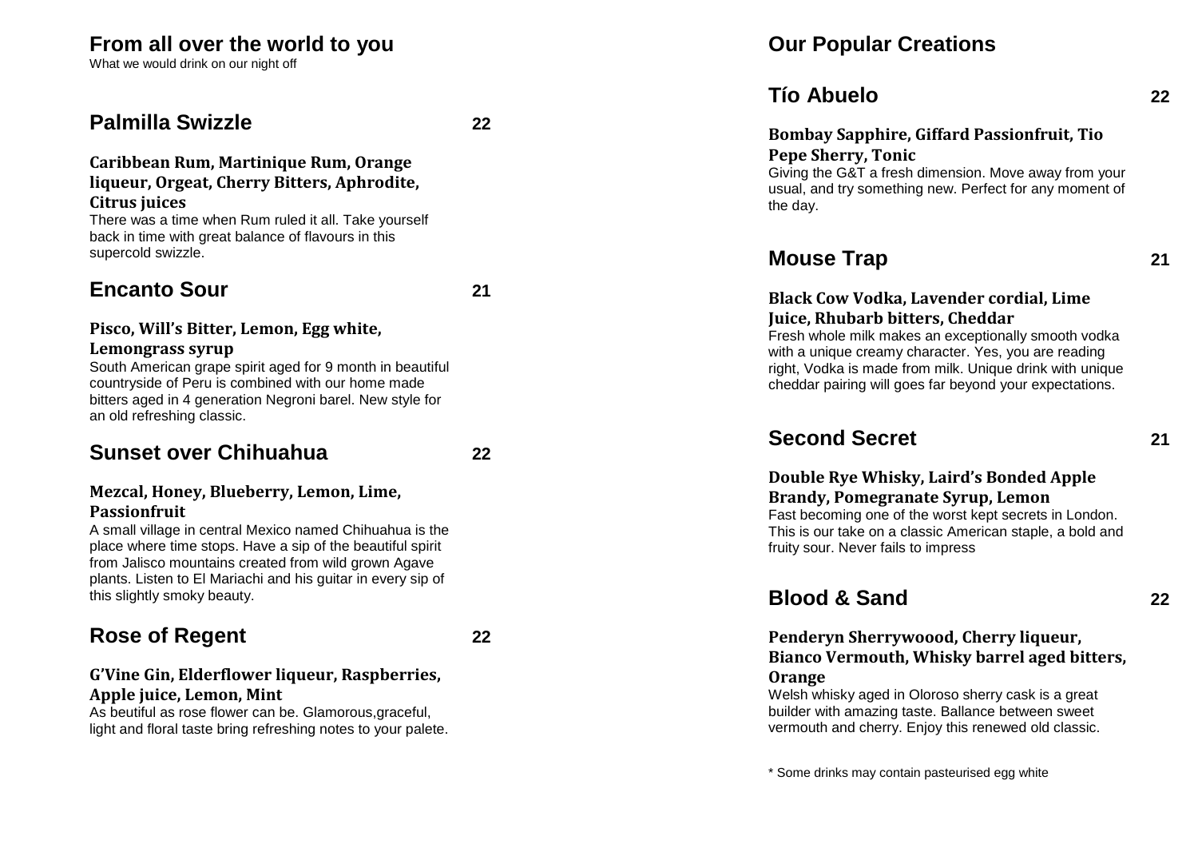## From all over the world to you

What we would drink on our night off

### Palmilla Swizzle 22

**Caribbean Rum, Martinique Rum, Orange liqueur, Orgeat, Cherry Bitters, Aphrodite, Citrus juices**

There was a time when Rum ruled it all. Take yourself back in time with great balance of flavours in this supercold swizzle.

### Encanto Sour 21

**Pisco, Will's Bitter, Lemon, Egg white, Lemongrass syrup**

South American grape spirit aged for 9 month in beautiful countryside of Peru is combined with our home made bitters aged in 4 generation Negroni barel. New style for an old refreshing classic.

### Sunset over Chihuahua 22

**Mezcal, Honey, Blueberry, Lemon, Lime, Passionfruit**

A small village in central Mexico named Chihuahua is the place where time stops. Have a sip of the beautiful spirit from Jalisco mountains created from wild grown Agave plants. Listen to El Mariachi and his guitar in every sip of this slightly smoky beauty.

### Rose of Regent 22

**G'Vine Gin, Elderflower liqueur, Raspberries, Apple juice, Lemon, Mint**

As beutiful as rose flower can be. Glamorous,graceful, light and floral taste bring refreshing notes to your palete.

## Our Popular Creations

### Tío Abuelo 22

**Bombay Sapphire, Giffard Passionfruit, Tio Pepe Sherry, Tonic**

Giving the G&T a fresh dimension. Move away from your usual, and try something new. Perfect for any moment of the day.

### Mouse Trap 21

**Black Cow Vodka, Lavender cordial, Lime Juice, Rhubarb bitters, Cheddar**

Fresh whole milk makes an exceptionally smooth vodka with a unique creamy character. Yes, you are reading right, Vodka is made from milk. Unique drink with unique cheddar pairing will goes far beyond your expectations.

### Second Secret 21

**Double Rye Whisky, Laird's Bonded Apple Brandy, Pomegranate Syrup, Lemon**

Fast becoming one of the worst kept secrets in London. This is our take on a classic American staple, a bold and fruity sour. Never fails to impress

### Blood & Sand 22

**Penderyn Sherrywoood, Cherry liqueur, Bianco Vermouth, Whisky barrel aged bitters, Orange**

Welsh whisky aged in Oloroso sherry cask is a great builder with amazing taste. Ballance between sweet vermouth and cherry. Enjoy this renewed old classic.

* Some drinks may contain pasteurised egg white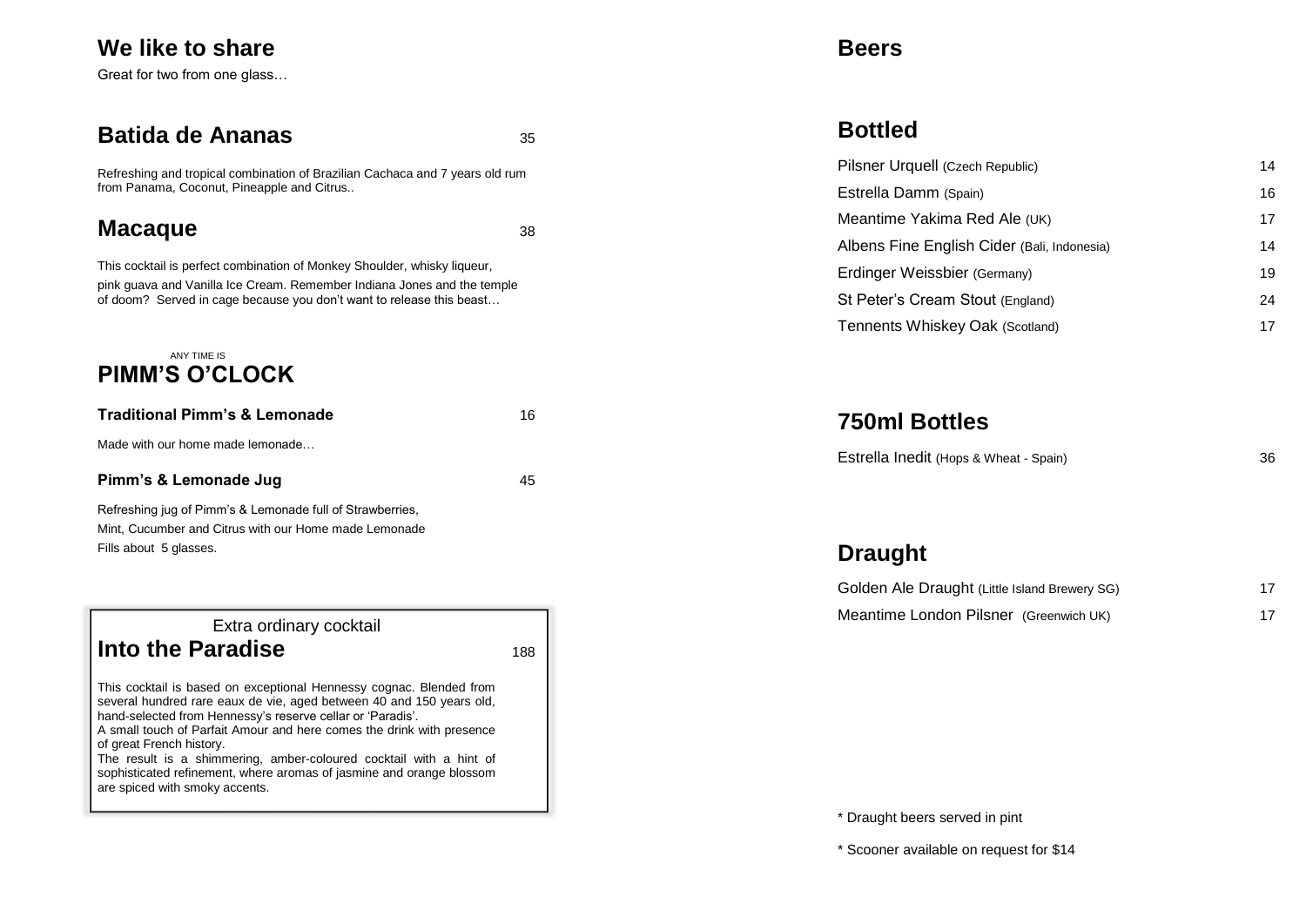## We like to share

Great for two from one glass…

### Batida de Ananas — 35

Refreshing and tropical combination of Brazilian Cachaca and 7 years old rum from Panama, Coconut, Pineapple and Citrus..

### Macaque — 38

This cocktail is perfect combination of Monkey Shoulder, whisky liqueur, pink guava and Vanilla Ice Cream. Remember Indiana Jones and the temple of doom? Served in cage because you don't want to release this beast…

ANY TIME IS

## PIMM'S O'CLOCK

**Traditional Pimm's & Lemonade** — 16

Made with our home made lemonade…

**Pimm's & Lemonade Jug** — 45

Refreshing jug of Pimm's & Lemonade full of Strawberries, Mint, Cucumber and Citrus with our Home made Lemonade
Fills about 5 glasses.

Extra ordinary cocktail

### Into the Paradise — 188

This cocktail is based on exceptional Hennessy cognac. Blended from several hundred rare eaux de vie, aged between 40 and 150 years old, hand-selected from Hennessy's reserve cellar or 'Paradis'.
A small touch of Parfait Amour and here comes the drink with presence of great French history.
The result is a shimmering, amber-coloured cocktail with a hint of sophisticated refinement, where aromas of jasmine and orange blossom are spiced with smoky accents.

## Beers

### Bottled

| Beer | Price |
|---|---|
| Pilsner Urquell (Czech Republic) | 14 |
| Estrella Damm (Spain) | 16 |
| Meantime Yakima Red Ale (UK) | 17 |
| Albens Fine English Cider (Bali, Indonesia) | 14 |
| Erdinger Weissbier (Germany) | 19 |
| St Peter's Cream Stout (England) | 24 |
| Tennents Whiskey Oak (Scotland) | 17 |

### 750ml Bottles

| Beer | Price |
|---|---|
| Estrella Inedit (Hops & Wheat - Spain) | 36 |

### Draught

| Beer | Price |
|---|---|
| Golden Ale Draught (Little Island Brewery SG) | 17 |
| Meantime London Pilsner (Greenwich UK) | 17 |

* Draught beers served in pint

* Scooner available on request for $14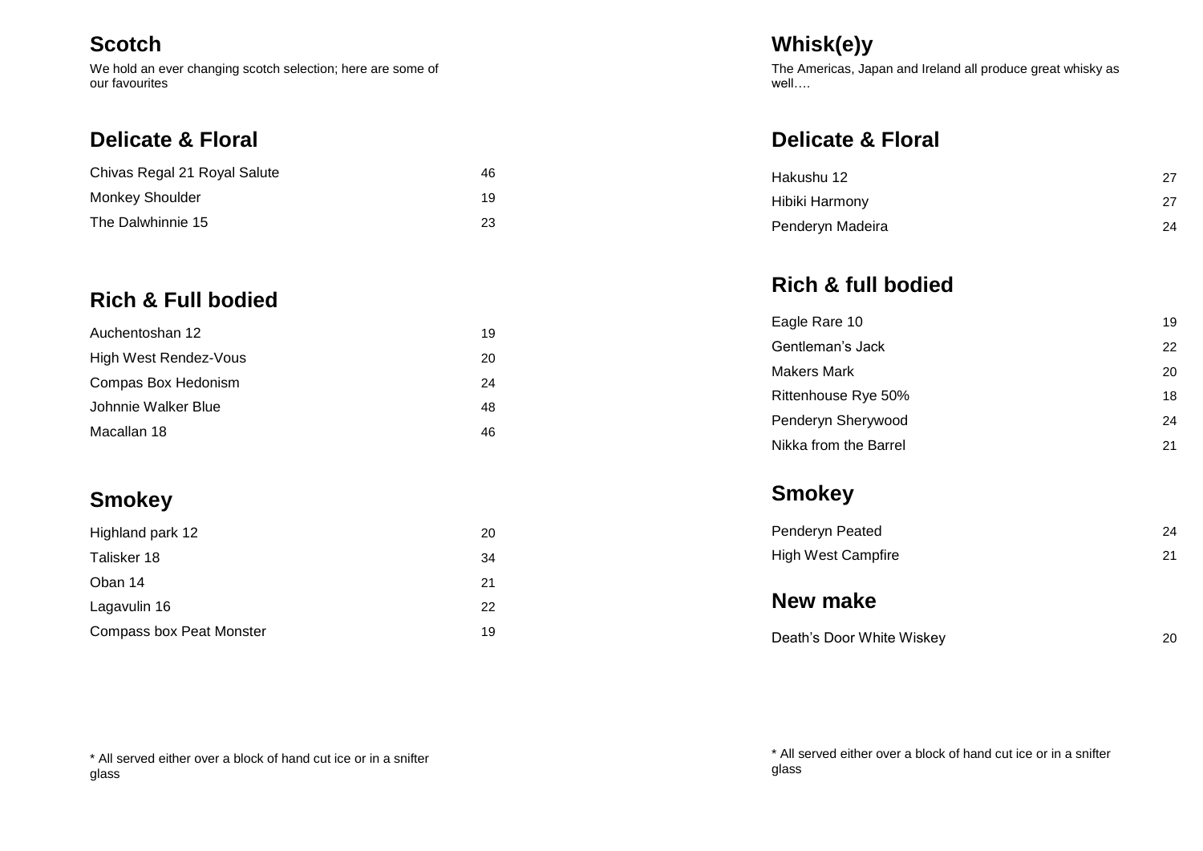# Scotch

We hold an ever changing scotch selection; here are some of our favourites

## Delicate & Floral

| | |
|---|---|
| Chivas Regal 21 Royal Salute | 46 |
| Monkey Shoulder | 19 |
| The Dalwhinnie 15 | 23 |

## Rich & Full bodied

| | |
|---|---|
| Auchentoshan 12 | 19 |
| High West Rendez-Vous | 20 |
| Compas Box Hedonism | 24 |
| Johnnie Walker Blue | 48 |
| Macallan 18 | 46 |

## Smokey

| | |
|---|---|
| Highland park 12 | 20 |
| Talisker 18 | 34 |
| Oban 14 | 21 |
| Lagavulin 16 | 22 |
| Compass box Peat Monster | 19 |

* All served either over a block of hand cut ice or in a snifter glass

# Whisk(e)y

The Americas, Japan and Ireland all produce great whisky as well….

## Delicate & Floral

| | |
|---|---|
| Hakushu 12 | 27 |
| Hibiki Harmony | 27 |
| Penderyn Madeira | 24 |

## Rich & full bodied

| | |
|---|---|
| Eagle Rare 10 | 19 |
| Gentleman's Jack | 22 |
| Makers Mark | 20 |
| Rittenhouse Rye 50% | 18 |
| Penderyn Sherywood | 24 |
| Nikka from the Barrel | 21 |

## Smokey

| | |
|---|---|
| Penderyn Peated | 24 |
| High West Campfire | 21 |

## New make

| | |
|---|---|
| Death's Door White Wiskey | 20 |

* All served either over a block of hand cut ice or in a snifter glass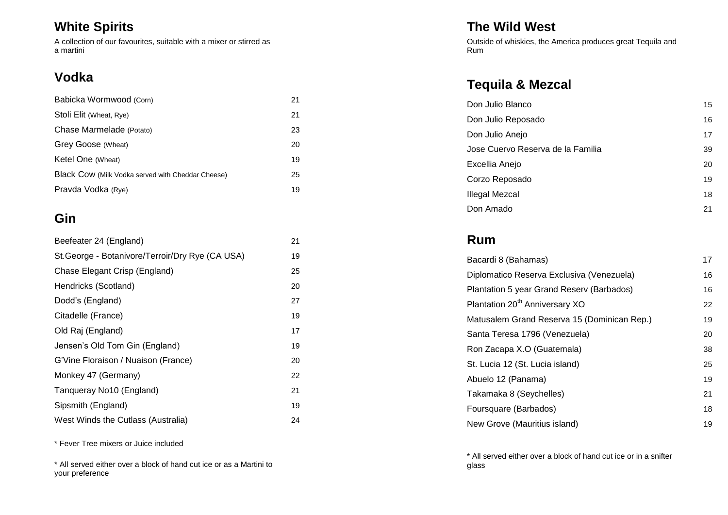## White Spirits

A collection of our favourites, suitable with a mixer or stirred as a martini

## Vodka

| | |
|---|---|
| Babicka Wormwood (Corn) | 21 |
| Stoli Elit (Wheat, Rye) | 21 |
| Chase Marmelade (Potato) | 23 |
| Grey Goose (Wheat) | 20 |
| Ketel One (Wheat) | 19 |
| Black Cow (Milk Vodka served with Cheddar Cheese) | 25 |
| Pravda Vodka (Rye) | 19 |

## Gin

| | |
|---|---|
| Beefeater 24 (England) | 21 |
| St.George - Botanivore/Terroir/Dry Rye (CA USA) | 19 |
| Chase Elegant Crisp (England) | 25 |
| Hendricks (Scotland) | 20 |
| Dodd's (England) | 27 |
| Citadelle (France) | 19 |
| Old Raj (England) | 17 |
| Jensen's Old Tom Gin (England) | 19 |
| G'Vine Floraison / Nuaison (France) | 20 |
| Monkey 47 (Germany) | 22 |
| Tanqueray No10 (England) | 21 |
| Sipsmith (England) | 19 |
| West Winds the Cutlass (Australia) | 24 |

* Fever Tree mixers or Juice included

* All served either over a block of hand cut ice or as a Martini to your preference

## The Wild West

Outside of whiskies, the America produces great Tequila and Rum

## Tequila & Mezcal

| | |
|---|---|
| Don Julio Blanco | 15 |
| Don Julio Reposado | 16 |
| Don Julio Anejo | 17 |
| Jose Cuervo Reserva de la Familia | 39 |
| Excellia Anejo | 20 |
| Corzo Reposado | 19 |
| Illegal Mezcal | 18 |
| Don Amado | 21 |

## Rum

| | |
|---|---|
| Bacardi 8 (Bahamas) | 17 |
| Diplomatico Reserva Exclusiva (Venezuela) | 16 |
| Plantation 5 year Grand Reserv (Barbados) | 16 |
| Plantation 20th Anniversary XO | 22 |
| Matusalem Grand Reserva 15 (Dominican Rep.) | 19 |
| Santa Teresa 1796 (Venezuela) | 20 |
| Ron Zacapa X.O (Guatemala) | 38 |
| St. Lucia 12 (St. Lucia island) | 25 |
| Abuelo 12 (Panama) | 19 |
| Takamaka 8 (Seychelles) | 21 |
| Foursquare (Barbados) | 18 |
| New Grove (Mauritius island) | 19 |

* All served either over a block of hand cut ice or in a snifter glass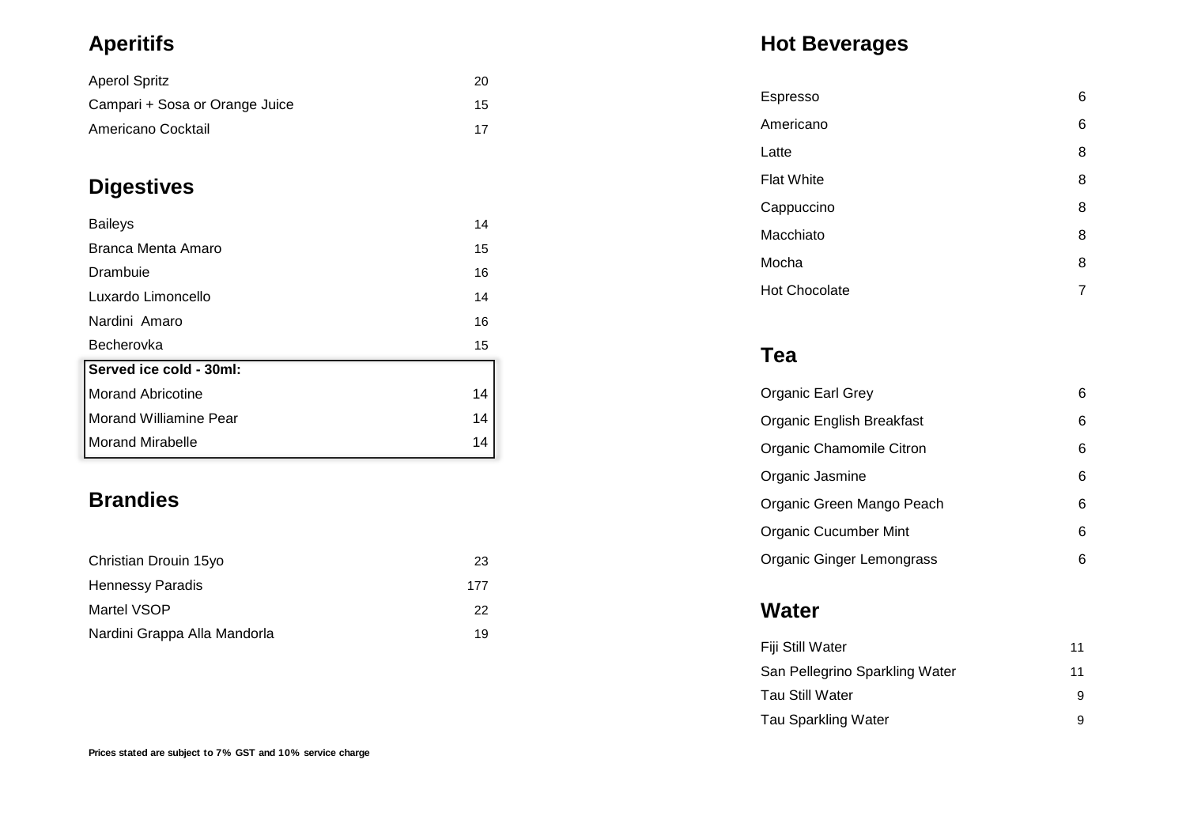## Aperitifs

| | |
|---|---|
| Aperol Spritz | 20 |
| Campari + Sosa or Orange Juice | 15 |
| Americano Cocktail | 17 |

## Digestives

| | |
|---|---|
| Baileys | 14 |
| Branca Menta Amaro | 15 |
| Drambuie | 16 |
| Luxardo Limoncello | 14 |
| Nardini  Amaro | 16 |
| Becherovka | 15 |
| **Served ice cold - 30ml:** | |
| Morand Abricotine | 14 |
| Morand Williamine Pear | 14 |
| Morand Mirabelle | 14 |

## Brandies

| | |
|---|---|
| Christian Drouin 15yo | 23 |
| Hennessy Paradis | 177 |
| Martel VSOP | 22 |
| Nardini Grappa Alla Mandorla | 19 |

**Prices stated are subject to 7% GST and 10% service charge**

## Hot Beverages

| | |
|---|---|
| Espresso | 6 |
| Americano | 6 |
| Latte | 8 |
| Flat White | 8 |
| Cappuccino | 8 |
| Macchiato | 8 |
| Mocha | 8 |
| Hot Chocolate | 7 |

## Tea

| | |
|---|---|
| Organic Earl Grey | 6 |
| Organic English Breakfast | 6 |
| Organic Chamomile Citron | 6 |
| Organic Jasmine | 6 |
| Organic Green Mango Peach | 6 |
| Organic Cucumber Mint | 6 |
| Organic Ginger Lemongrass | 6 |

## Water

| | |
|---|---|
| Fiji Still Water | 11 |
| San Pellegrino Sparkling Water | 11 |
| Tau Still Water | 9 |
| Tau Sparkling Water | 9 |